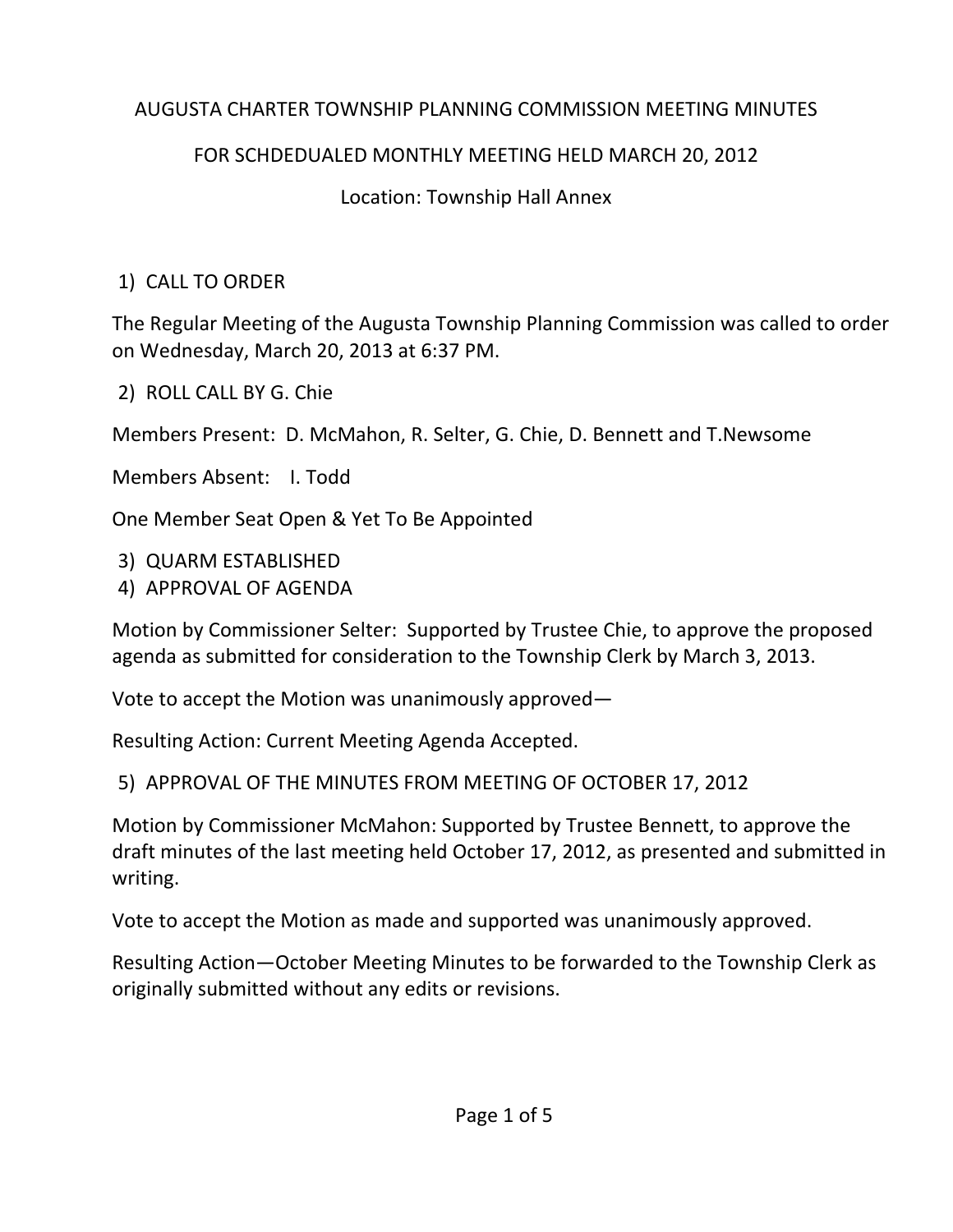# AUGUSTA CHARTER TOWNSHIP PLANNING COMMISSION MEETING MINUTES

## FOR SCHDEDUALED MONTHLY MEETING HELD MARCH 20, 2012

Location: Township Hall Annex

1) CALL TO ORDER

The Regular Meeting of the Augusta Township Planning Commission was called to order on Wednesday, March 20, 2013 at 6:37 PM.

2) ROLL CALL BY G. Chie

Members Present: D. McMahon, R. Selter, G. Chie, D. Bennett and T.Newsome

Members Absent: I. Todd

One Member Seat Open & Yet To Be Appointed

3) QUARM ESTABLISHED
4) APPROVAL OF AGENDA

Motion by Commissioner Selter: Supported by Trustee Chie, to approve the proposed agenda as submitted for consideration to the Township Clerk by March 3, 2013.

Vote to accept the Motion was unanimously approved—

Resulting Action: Current Meeting Agenda Accepted.

5) APPROVAL OF THE MINUTES FROM MEETING OF OCTOBER 17, 2012

Motion by Commissioner McMahon: Supported by Trustee Bennett, to approve the draft minutes of the last meeting held October 17, 2012, as presented and submitted in writing.

Vote to accept the Motion as made and supported was unanimously approved.

Resulting Action—October Meeting Minutes to be forwarded to the Township Clerk as originally submitted without any edits or revisions.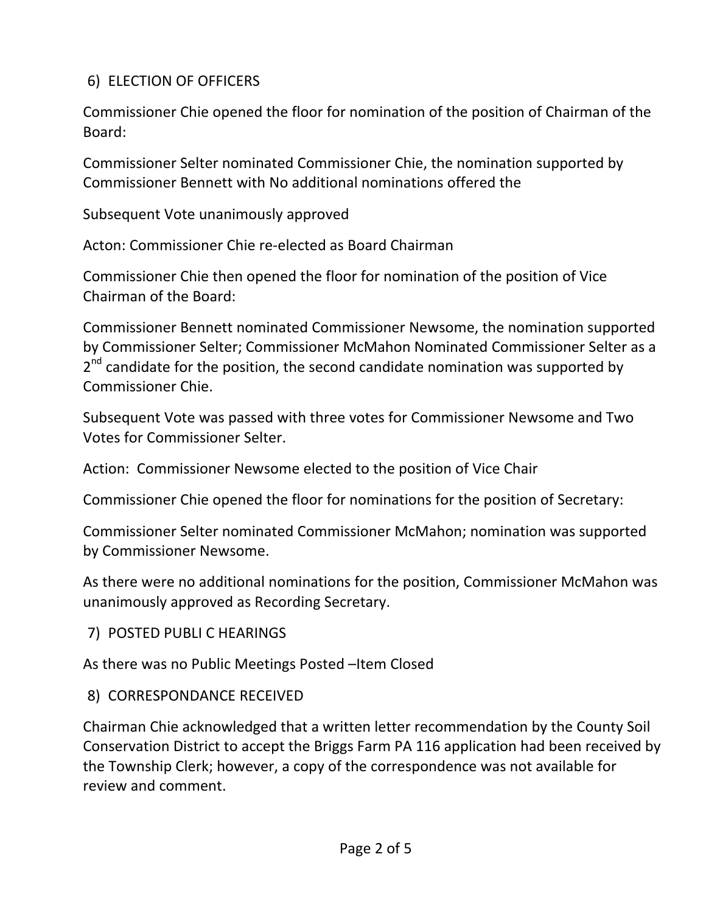6) ELECTION OF OFFICERS

Commissioner Chie opened the floor for nomination of the position of Chairman of the Board:

Commissioner Selter nominated Commissioner Chie, the nomination supported by Commissioner Bennett with No additional nominations offered the

Subsequent Vote unanimously approved

Acton: Commissioner Chie re-elected as Board Chairman

Commissioner Chie then opened the floor for nomination of the position of Vice Chairman of the Board:

Commissioner Bennett nominated Commissioner Newsome, the nomination supported by Commissioner Selter; Commissioner McMahon Nominated Commissioner Selter as a 2nd candidate for the position, the second candidate nomination was supported by Commissioner Chie.

Subsequent Vote was passed with three votes for Commissioner Newsome and Two Votes for Commissioner Selter.

Action: Commissioner Newsome elected to the position of Vice Chair

Commissioner Chie opened the floor for nominations for the position of Secretary:

Commissioner Selter nominated Commissioner McMahon; nomination was supported by Commissioner Newsome.

As there were no additional nominations for the position, Commissioner McMahon was unanimously approved as Recording Secretary.

7) POSTED PUBLI C HEARINGS

As there was no Public Meetings Posted –Item Closed

8) CORRESPONDANCE RECEIVED

Chairman Chie acknowledged that a written letter recommendation by the County Soil Conservation District to accept the Briggs Farm PA 116 application had been received by the Township Clerk; however, a copy of the correspondence was not available for review and comment.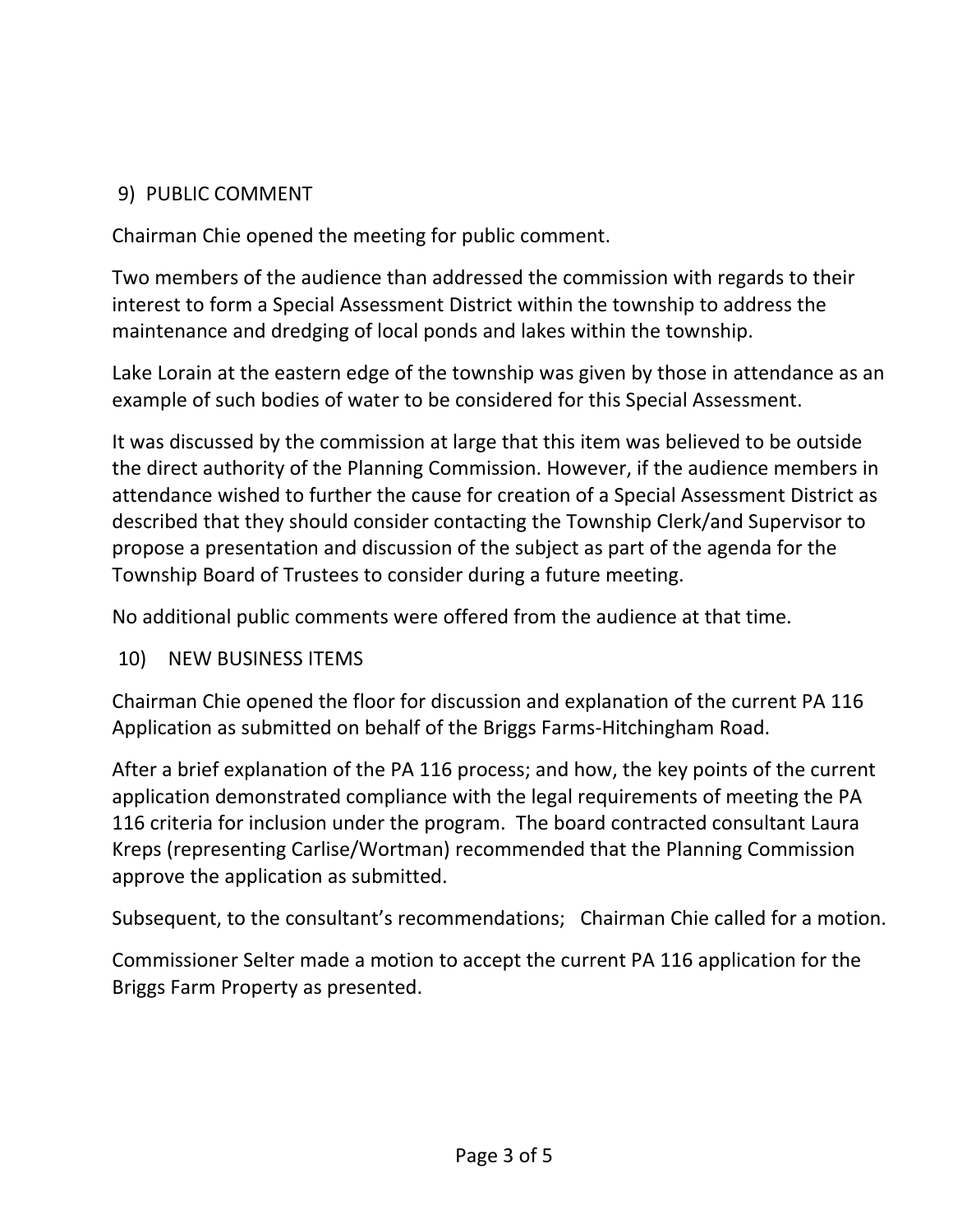## 9) PUBLIC COMMENT

Chairman Chie opened the meeting for public comment.

Two members of the audience than addressed the commission with regards to their interest to form a Special Assessment District within the township to address the maintenance and dredging of local ponds and lakes within the township.

Lake Lorain at the eastern edge of the township was given by those in attendance as an example of such bodies of water to be considered for this Special Assessment.

It was discussed by the commission at large that this item was believed to be outside the direct authority of the Planning Commission. However, if the audience members in attendance wished to further the cause for creation of a Special Assessment District as described that they should consider contacting the Township Clerk/and Supervisor to propose a presentation and discussion of the subject as part of the agenda for the Township Board of Trustees to consider during a future meeting.

No additional public comments were offered from the audience at that time.

## 10) NEW BUSINESS ITEMS

Chairman Chie opened the floor for discussion and explanation of the current PA 116 Application as submitted on behalf of the Briggs Farms-Hitchingham Road.

After a brief explanation of the PA 116 process; and how, the key points of the current application demonstrated compliance with the legal requirements of meeting the PA 116 criteria for inclusion under the program. The board contracted consultant Laura Kreps (representing Carlise/Wortman) recommended that the Planning Commission approve the application as submitted.

Subsequent, to the consultant's recommendations; Chairman Chie called for a motion.

Commissioner Selter made a motion to accept the current PA 116 application for the Briggs Farm Property as presented.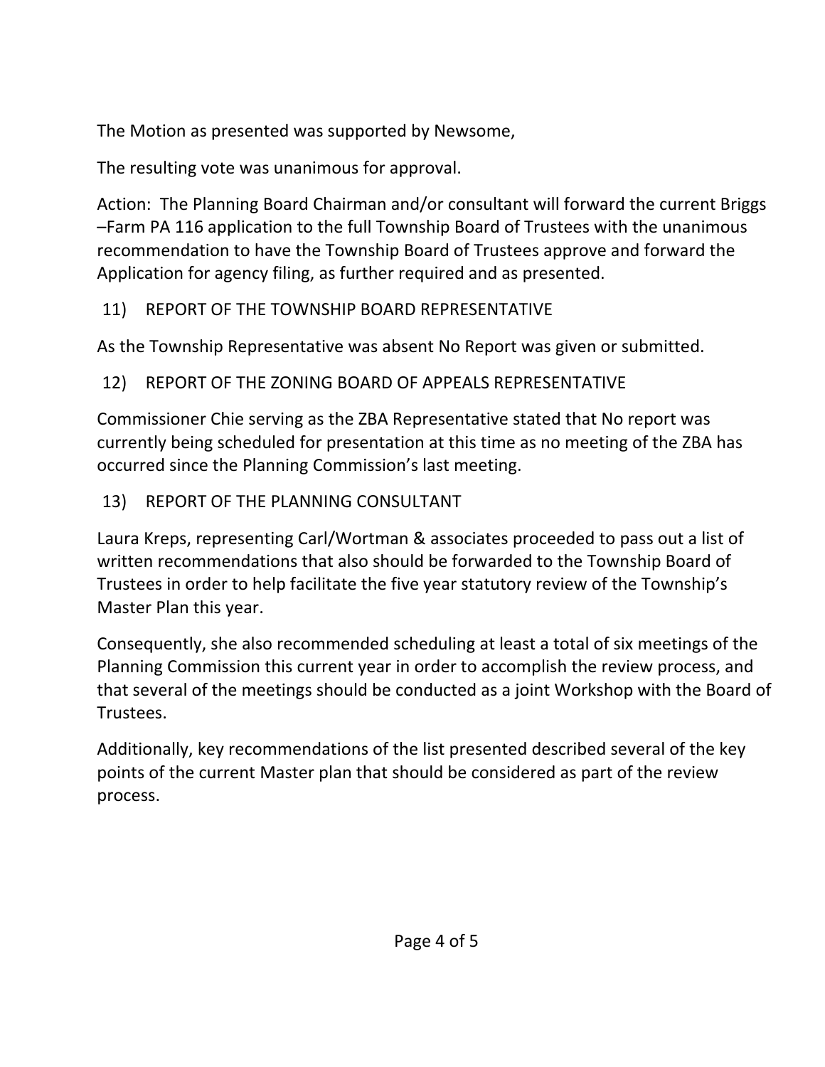The Motion as presented was supported by Newsome,

The resulting vote was unanimous for approval.

Action: The Planning Board Chairman and/or consultant will forward the current Briggs –Farm PA 116 application to the full Township Board of Trustees with the unanimous recommendation to have the Township Board of Trustees approve and forward the Application for agency filing, as further required and as presented.

11) REPORT OF THE TOWNSHIP BOARD REPRESENTATIVE

As the Township Representative was absent No Report was given or submitted.

12) REPORT OF THE ZONING BOARD OF APPEALS REPRESENTATIVE

Commissioner Chie serving as the ZBA Representative stated that No report was currently being scheduled for presentation at this time as no meeting of the ZBA has occurred since the Planning Commission's last meeting.

13) REPORT OF THE PLANNING CONSULTANT

Laura Kreps, representing Carl/Wortman & associates proceeded to pass out a list of written recommendations that also should be forwarded to the Township Board of Trustees in order to help facilitate the five year statutory review of the Township's Master Plan this year.

Consequently, she also recommended scheduling at least a total of six meetings of the Planning Commission this current year in order to accomplish the review process, and that several of the meetings should be conducted as a joint Workshop with the Board of Trustees.

Additionally, key recommendations of the list presented described several of the key points of the current Master plan that should be considered as part of the review process.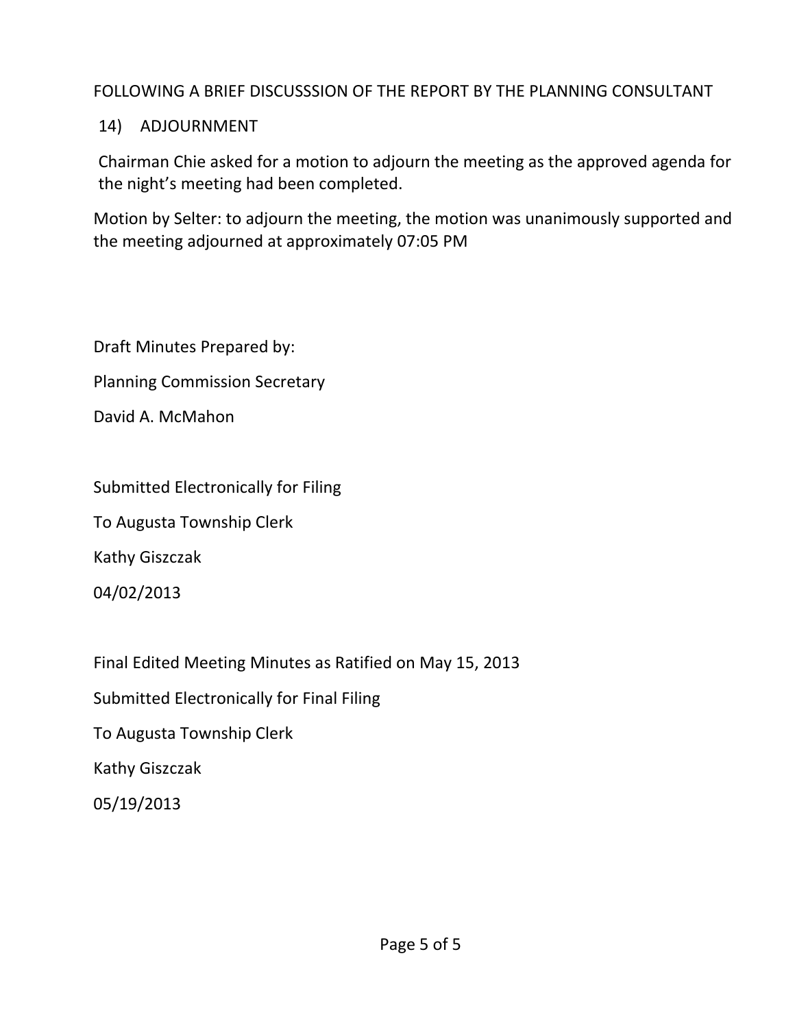FOLLOWING A BRIEF DISCUSSSION OF THE REPORT BY THE PLANNING CONSULTANT

14) ADJOURNMENT

Chairman Chie asked for a motion to adjourn the meeting as the approved agenda for the night's meeting had been completed.

Motion by Selter: to adjourn the meeting, the motion was unanimously supported and the meeting adjourned at approximately 07:05 PM

Draft Minutes Prepared by:

Planning Commission Secretary

David A. McMahon

Submitted Electronically for Filing

To Augusta Township Clerk

Kathy Giszczak

04/02/2013

Final Edited Meeting Minutes as Ratified on May 15, 2013

Submitted Electronically for Final Filing

To Augusta Township Clerk

Kathy Giszczak

05/19/2013